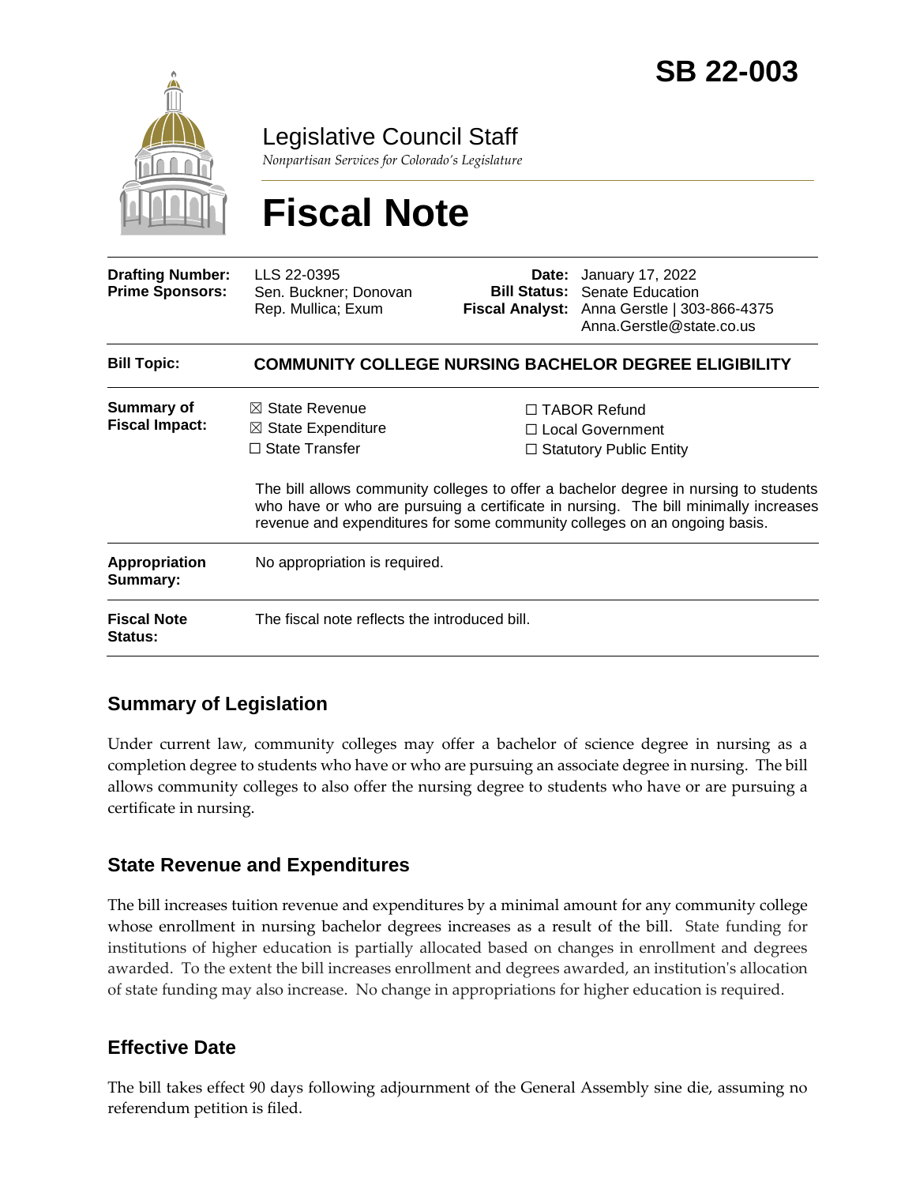# SB 22-003

Legislative Council Staff

*Nonpartisan Services for Colorado's Legislature*

# Fiscal Note

| | | | |
|---|---|---|---|
| **Drafting Number:** | LLS 22-0395 | **Date:** | January 17, 2022 |
| **Prime Sponsors:** | Sen. Buckner; Donovan<br>Rep. Mullica; Exum | **Bill Status:** | Senate Education |
| | | **Fiscal Analyst:** | Anna Gerstle \| 303-866-4375<br>Anna.Gerstle@state.co.us |

| | |
|---|---|
| **Bill Topic:** | **COMMUNITY COLLEGE NURSING BACHELOR DEGREE ELIGIBILITY** |
| **Summary of Fiscal Impact:** | ☒ State Revenue<br>☒ State Expenditure<br>☐ State Transfer<br>☐ TABOR Refund<br>☐ Local Government<br>☐ Statutory Public Entity<br><br>The bill allows community colleges to offer a bachelor degree in nursing to students who have or who are pursuing a certificate in nursing. The bill minimally increases revenue and expenditures for some community colleges on an ongoing basis. |
| **Appropriation Summary:** | No appropriation is required. |
| **Fiscal Note Status:** | The fiscal note reflects the introduced bill. |

## Summary of Legislation

Under current law, community colleges may offer a bachelor of science degree in nursing as a completion degree to students who have or who are pursuing an associate degree in nursing. The bill allows community colleges to also offer the nursing degree to students who have or are pursuing a certificate in nursing.

## State Revenue and Expenditures

The bill increases tuition revenue and expenditures by a minimal amount for any community college whose enrollment in nursing bachelor degrees increases as a result of the bill. State funding for institutions of higher education is partially allocated based on changes in enrollment and degrees awarded. To the extent the bill increases enrollment and degrees awarded, an institution's allocation of state funding may also increase. No change in appropriations for higher education is required.

## Effective Date

The bill takes effect 90 days following adjournment of the General Assembly sine die, assuming no referendum petition is filed.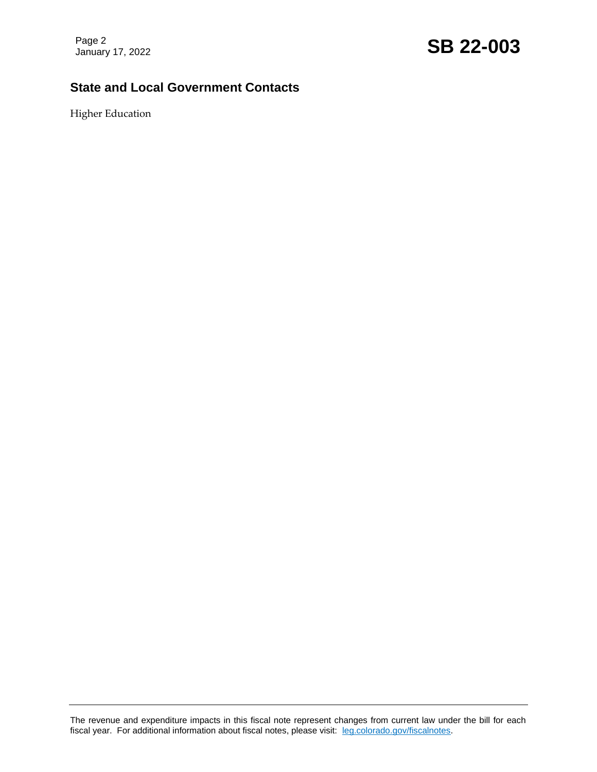## State and Local Government Contacts

Higher Education